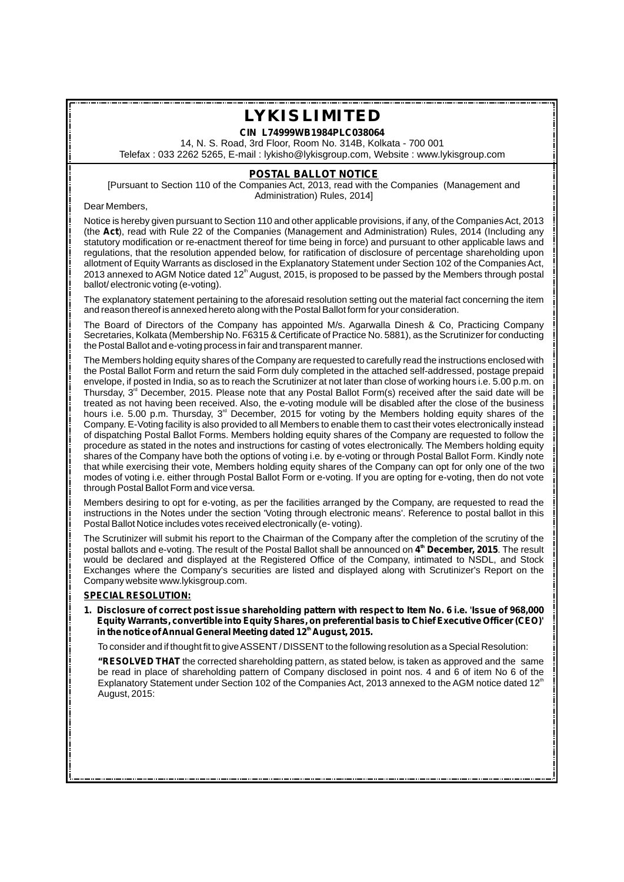# LYKIS LIMITED

**CIN L74999WB1984PLC038064**

14, N. S. Road, 3rd Floor, Room No. 314B, Kolkata - 700 001

Telefax : 033 2262 5265, E-mail : lykisho@lykisgroup.com, Website : www.lykisgroup.com

## POSTAL BALLOT NOTICE

[Pursuant to Section 110 of the Companies Act, 2013, read with the Companies (Management and Administration) Rules, 2014]

Dear Members,

Notice is hereby given pursuant to Section 110 and other applicable provisions, if any, of the Companies Act, 2013 (the **Act**), read with Rule 22 of the Companies (Management and Administration) Rules, 2014 (Including any statutory modification or re-enactment thereof for time being in force) and pursuant to other applicable laws and regulations, that the resolution appended below, for ratification of disclosure of percentage shareholding upon allotment of Equity Warrants as disclosed in the Explanatory Statement under Section 102 of the Companies Act, 2013 annexed to AGM Notice dated 12th August, 2015, is proposed to be passed by the Members through postal ballot/ electronic voting (e-voting).

The explanatory statement pertaining to the aforesaid resolution setting out the material fact concerning the item and reason thereof is annexed hereto along with the Postal Ballot form for your consideration.

The Board of Directors of the Company has appointed M/s. Agarwalla Dinesh & Co, Practicing Company Secretaries, Kolkata (Membership No. F6315 & Certificate of Practice No. 5881), as the Scrutinizer for conducting the Postal Ballot and e-voting process in fair and transparent manner.

The Members holding equity shares of the Company are requested to carefully read the instructions enclosed with the Postal Ballot Form and return the said Form duly completed in the attached self-addressed, postage prepaid envelope, if posted in India, so as to reach the Scrutinizer at not later than close of working hours i.e. 5.00 p.m. on Thursday, 3rd December, 2015. Please note that any Postal Ballot Form(s) received after the said date will be treated as not having been received. Also, the e-voting module will be disabled after the close of the business hours i.e. 5.00 p.m. Thursday, 3rd December, 2015 for voting by the Members holding equity shares of the Company. E-Voting facility is also provided to all Members to enable them to cast their votes electronically instead of dispatching Postal Ballot Forms. Members holding equity shares of the Company are requested to follow the procedure as stated in the notes and instructions for casting of votes electronically. The Members holding equity shares of the Company have both the options of voting i.e. by e-voting or through Postal Ballot Form. Kindly note that while exercising their vote, Members holding equity shares of the Company can opt for only one of the two modes of voting i.e. either through Postal Ballot Form or e-voting. If you are opting for e-voting, then do not vote through Postal Ballot Form and vice versa.

Members desiring to opt for e-voting, as per the facilities arranged by the Company, are requested to read the instructions in the Notes under the section 'Voting through electronic means'. Reference to postal ballot in this Postal Ballot Notice includes votes received electronically (e- voting).

The Scrutinizer will submit his report to the Chairman of the Company after the completion of the scrutiny of the postal ballots and e-voting. The result of the Postal Ballot shall be announced on **4th December, 2015**. The result would be declared and displayed at the Registered Office of the Company, intimated to NSDL, and Stock Exchanges where the Company's securities are listed and displayed along with Scrutinizer's Report on the Company website www.lykisgroup.com.

**SPECIAL RESOLUTION:**

1. **Disclosure of correct post issue shareholding pattern with respect to Item No. 6 i.e. 'Issue of 968,000 Equity Warrants, convertible into Equity Shares, on preferential basis to Chief Executive Officer (CEO)' in the notice of Annual General Meeting dated 12th August, 2015.**

   To consider and if thought fit to give ASSENT / DISSENT to the following resolution as a Special Resolution:

   **"RESOLVED THAT** the corrected shareholding pattern, as stated below, is taken as approved and the same be read in place of shareholding pattern of Company disclosed in point nos. 4 and 6 of item No 6 of the Explanatory Statement under Section 102 of the Companies Act, 2013 annexed to the AGM notice dated 12th August, 2015: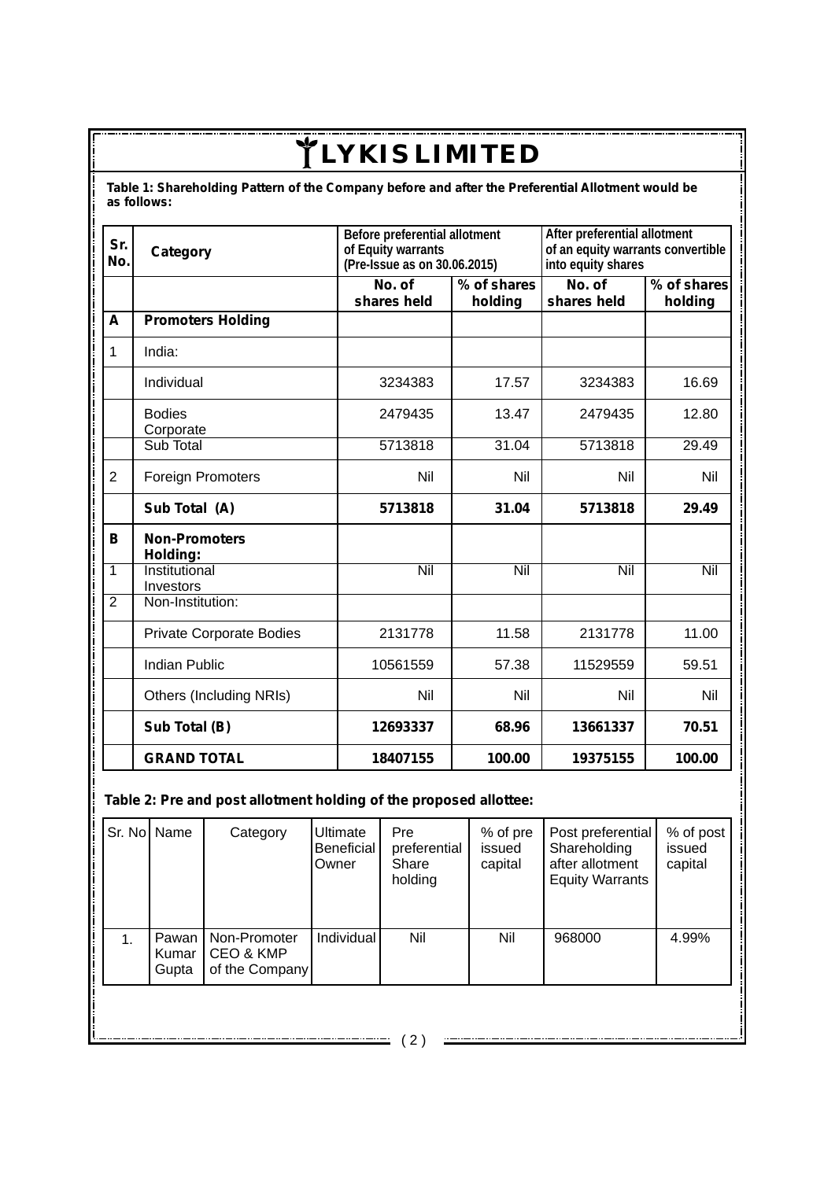# LYKIS LIMITED

**Table 1: Shareholding Pattern of the Company before and after the Preferential Allotment would be as follows:**

| Sr. No. | Category | Before preferential allotment of Equity warrants (Pre-Issue as on 30.06.2015) | | After preferential allotment of an equity warrants convertible into equity shares | |
|---|---|---|---|---|---|
| | | No. of shares held | % of shares holding | No. of shares held | % of shares holding |
| **A** | **Promoters Holding** | | | | |
| 1 | India: | | | | |
| | Individual | 3234383 | 17.57 | 3234383 | 16.69 |
| | Bodies Corporate | 2479435 | 13.47 | 2479435 | 12.80 |
| | Sub Total | 5713818 | 31.04 | 5713818 | 29.49 |
| 2 | Foreign Promoters | Nil | Nil | Nil | Nil |
| | **Sub Total (A)** | **5713818** | **31.04** | **5713818** | **29.49** |
| **B** | **Non-Promoters Holding:** | | | | |
| 1 | Institutional Investors | Nil | Nil | Nil | Nil |
| 2 | Non-Institution: | | | | |
| | Private Corporate Bodies | 2131778 | 11.58 | 2131778 | 11.00 |
| | Indian Public | 10561559 | 57.38 | 11529559 | 59.51 |
| | Others (Including NRIs) | Nil | Nil | Nil | Nil |
| | **Sub Total (B)** | **12693337** | **68.96** | **13661337** | **70.51** |
| | **GRAND TOTAL** | **18407155** | **100.00** | **19375155** | **100.00** |

**Table 2: Pre and post allotment holding of the proposed allottee:**

| Sr. No | Name | Category | Ultimate Beneficial Owner | Pre preferential Share holding | % of pre issued capital | Post preferential Shareholding after allotment Equity Warrants | % of post issued capital |
|---|---|---|---|---|---|---|---|
| 1. | Pawan Kumar Gupta | Non-Promoter CEO & KMP of the Company | Individual | Nil | Nil | 968000 | 4.99% |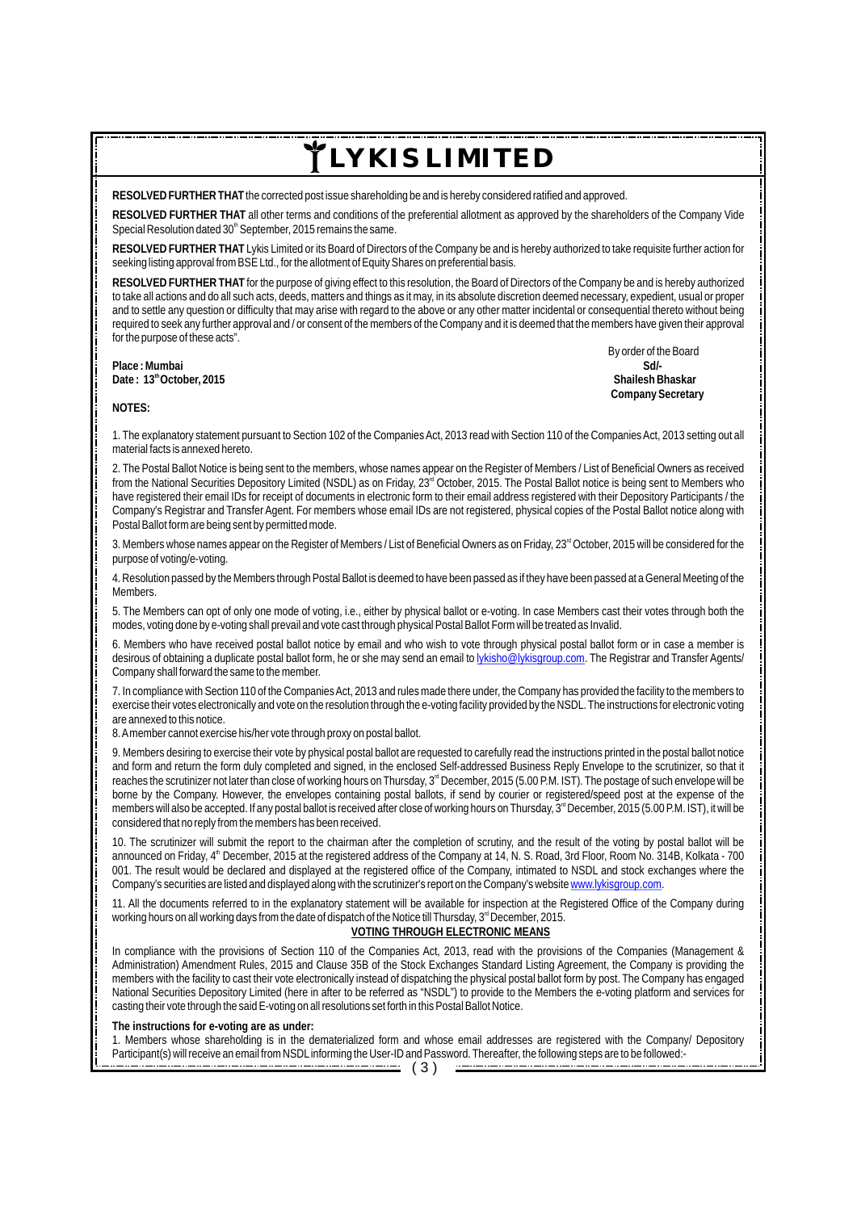# LYKIS LIMITED

**RESOLVED FURTHER THAT** the corrected post issue shareholding be and is hereby considered ratified and approved.

**RESOLVED FURTHER THAT** all other terms and conditions of the preferential allotment as approved by the shareholders of the Company Vide Special Resolution dated 30th September, 2015 remains the same.

**RESOLVED FURTHER THAT** Lykis Limited or its Board of Directors of the Company be and is hereby authorized to take requisite further action for seeking listing approval from BSE Ltd., for the allotment of Equity Shares on preferential basis.

**RESOLVED FURTHER THAT** for the purpose of giving effect to this resolution, the Board of Directors of the Company be and is hereby authorized to take all actions and do all such acts, deeds, matters and things as it may, in its absolute discretion deemed necessary, expedient, usual or proper and to settle any question or difficulty that may arise with regard to the above or any other matter incidental or consequential thereto without being required to seek any further approval and / or consent of the members of the Company and it is deemed that the members have given their approval for the purpose of these acts".

By order of the Board
**Sd/-**
**Shailesh Bhaskar**
**Company Secretary**

**Place : Mumbai**
**Date : 13th October, 2015**

**NOTES:**

1. The explanatory statement pursuant to Section 102 of the Companies Act, 2013 read with Section 110 of the Companies Act, 2013 setting out all material facts is annexed hereto.

2. The Postal Ballot Notice is being sent to the members, whose names appear on the Register of Members / List of Beneficial Owners as received from the National Securities Depository Limited (NSDL) as on Friday, 23rd October, 2015. The Postal Ballot notice is being sent to Members who have registered their email IDs for receipt of documents in electronic form to their email address registered with their Depository Participants / the Company's Registrar and Transfer Agent. For members whose email IDs are not registered, physical copies of the Postal Ballot notice along with Postal Ballot form are being sent by permitted mode.

3. Members whose names appear on the Register of Members / List of Beneficial Owners as on Friday, 23rd October, 2015 will be considered for the purpose of voting/e-voting.

4. Resolution passed by the Members through Postal Ballot is deemed to have been passed as if they have been passed at a General Meeting of the Members.

5. The Members can opt of only one mode of voting, i.e., either by physical ballot or e-voting. In case Members cast their votes through both the modes, voting done by e-voting shall prevail and vote cast through physical Postal Ballot Form will be treated as Invalid.

6. Members who have received postal ballot notice by email and who wish to vote through physical postal ballot form or in case a member is desirous of obtaining a duplicate postal ballot form, he or she may send an email to lykisho@lykisgroup.com. The Registrar and Transfer Agents/ Company shall forward the same to the member.

7. In compliance with Section 110 of the Companies Act, 2013 and rules made there under, the Company has provided the facility to the members to exercise their votes electronically and vote on the resolution through the e-voting facility provided by the NSDL. The instructions for electronic voting are annexed to this notice.

8. A member cannot exercise his/her vote through proxy on postal ballot.

9. Members desiring to exercise their vote by physical postal ballot are requested to carefully read the instructions printed in the postal ballot notice and form and return the form duly completed and signed, in the enclosed Self-addressed Business Reply Envelope to the scrutinizer, so that it reaches the scrutinizer not later than close of working hours on Thursday, 3rd December, 2015 (5.00 P.M. IST). The postage of such envelope will be borne by the Company. However, the envelopes containing postal ballots, if send by courier or registered/speed post at the expense of the members will also be accepted. If any postal ballot is received after close of working hours on Thursday, 3rd December, 2015 (5.00 P.M. IST), it will be considered that no reply from the members has been received.

10. The scrutinizer will submit the report to the chairman after the completion of scrutiny, and the result of the voting by postal ballot will be announced on Friday, 4th December, 2015 at the registered address of the Company at 14, N. S. Road, 3rd Floor, Room No. 314B, Kolkata - 700 001. The result would be declared and displayed at the registered office of the Company, intimated to NSDL and stock exchanges where the Company's securities are listed and displayed along with the scrutinizer's report on the Company's website www.lykisgroup.com.

11. All the documents referred to in the explanatory statement will be available for inspection at the Registered Office of the Company during working hours on all working days from the date of dispatch of the Notice till Thursday, 3rd December, 2015.

## VOTING THROUGH ELECTRONIC MEANS

In compliance with the provisions of Section 110 of the Companies Act, 2013, read with the provisions of the Companies (Management & Administration) Amendment Rules, 2015 and Clause 35B of the Stock Exchanges Standard Listing Agreement, the Company is providing the members with the facility to cast their vote electronically instead of dispatching the physical postal ballot form by post. The Company has engaged National Securities Depository Limited (here in after to be referred as "NSDL") to provide to the Members the e-voting platform and services for casting their vote through the said E-voting on all resolutions set forth in this Postal Ballot Notice.

**The instructions for e-voting are as under:**

1. Members whose shareholding is in the dematerialized form and whose email addresses are registered with the Company/ Depository Participant(s) will receive an email from NSDL informing the User-ID and Password. Thereafter, the following steps are to be followed:-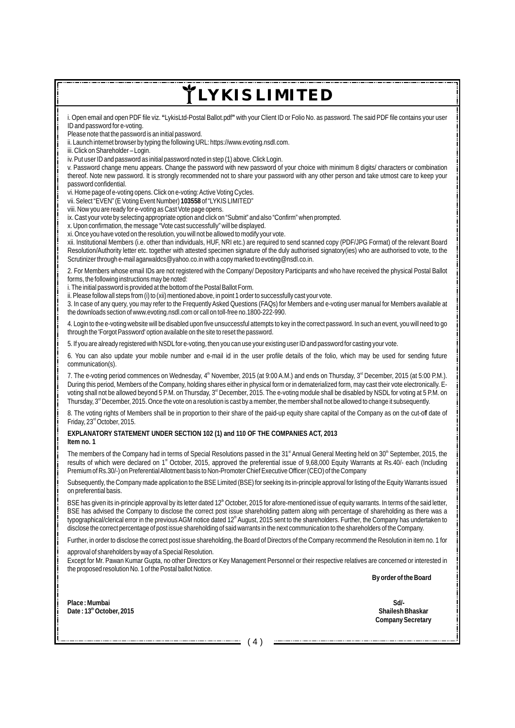# LYKIS LIMITED

i. Open email and open PDF file viz. **"**LykisLtd-Postal Ballot.pdf**"** with your Client ID or Folio No. as password. The said PDF file contains your user ID and password for e-voting.

Please note that the password is an initial password.

ii. Launch internet browser by typing the following URL: https://www.evoting.nsdl.com.

iii. Click on Shareholder – Login.

iv. Put user ID and password as initial password noted in step (1) above. Click Login.

v. Password change menu appears. Change the password with new password of your choice with minimum 8 digits/ characters or combination thereof. Note new password. It is strongly recommended not to share your password with any other person and take utmost care to keep your password confidential.

vi. Home page of e-voting opens. Click on e-voting: Active Voting Cycles.

vii. Select "EVEN" (E Voting Event Number) **103558** of "LYKIS LIMITED"

viii. Now you are ready for e-voting as Cast Vote page opens.

ix. Cast your vote by selecting appropriate option and click on "Submit" and also "Confirm" when prompted.

x. Upon confirmation, the message "Vote cast successfully" will be displayed.

xi. Once you have voted on the resolution, you will not be allowed to modify your vote.

xii. Institutional Members (i.e. other than individuals, HUF, NRI etc.) are required to send scanned copy (PDF/JPG Format) of the relevant Board Resolution/Authority letter etc. together with attested specimen signature of the duly authorised signatory(ies) who are authorised to vote, to the Scrutinizer through e-mail agarwaldcs@yahoo.co.in with a copy marked to evoting@nsdl.co.in.

2. For Members whose email IDs are not registered with the Company/ Depository Participants and who have received the physical Postal Ballot forms, the following instructions may be noted:

i. The initial password is provided at the bottom of the Postal Ballot Form.

ii. Please follow all steps from (i) to (xii) mentioned above, in point 1 order to successfully cast your vote.

3. In case of any query, you may refer to the Frequently Asked Questions (FAQs) for Members and e-voting user manual for Members available at the downloads section of www.evoting.nsdl.com or call on toll-free no.1800-222-990.

4. Login to the e-voting website will be disabled upon five unsuccessful attempts to key in the correct password. In such an event, you will need to go through the 'Forgot Password' option available on the site to reset the password.

5. If you are already registered with NSDL for e-voting, then you can use your existing user ID and password for casting your vote.

6. You can also update your mobile number and e-mail id in the user profile details of the folio, which may be used for sending future communication(s).

7. The e-voting period commences on Wednesday, 4th November, 2015 (at 9:00 A.M.) and ends on Thursday, 3rd December, 2015 (at 5:00 P.M.). During this period, Members of the Company, holding shares either in physical form or in dematerialized form, may cast their vote electronically. E-voting shall not be allowed beyond 5 P.M. on Thursday, 3rd December, 2015. The e-voting module shall be disabled by NSDL for voting at 5 P.M. on Thursday, 3rd December, 2015. Once the vote on a resolution is cast by a member, the member shall not be allowed to change it subsequently.

8. The voting rights of Members shall be in proportion to their share of the paid-up equity share capital of the Company as on the cut-off date of Friday, 23rd October, 2015.

**EXPLANATORY STATEMENT UNDER SECTION 102 (1) and 110 OF THE COMPANIES ACT, 2013**

**Item no. 1**

The members of the Company had in terms of Special Resolutions passed in the 31st Annual General Meeting held on 30th September, 2015, the results of which were declared on 1st October, 2015, approved the preferential issue of 9,68,000 Equity Warrants at Rs.40/- each (Including Premium of Rs.30/-) on Preferential Allotment basis to Non-Promoter Chief Executive Officer (CEO) of the Company

Subsequently, the Company made application to the BSE Limited (BSE) for seeking its in-principle approval for listing of the Equity Warrants issued on preferential basis.

BSE has given its in-principle approval by its letter dated 12th October, 2015 for afore-mentioned issue of equity warrants. In terms of the said letter, BSE has advised the Company to disclose the correct post issue shareholding pattern along with percentage of shareholding as there was a typographical/clerical error in the previous AGM notice dated 12th August, 2015 sent to the shareholders. Further, the Company has undertaken to disclose the correct percentage of post issue shareholding of said warrants in the next communication to the shareholders of the Company.

Further, in order to disclose the correct post issue shareholding, the Board of Directors of the Company recommend the Resolution in item no. 1 for approval of shareholders by way of a Special Resolution.

Except for Mr. Pawan Kumar Gupta, no other Directors or Key Management Personnel or their respective relatives are concerned or interested in the proposed resolution No. 1 of the Postal ballot Notice.

**By order of the Board**

**Place : Mumbai**
**Date : 13th October, 2015**

**Sd/-**
**Shailesh Bhaskar**
**Company Secretary**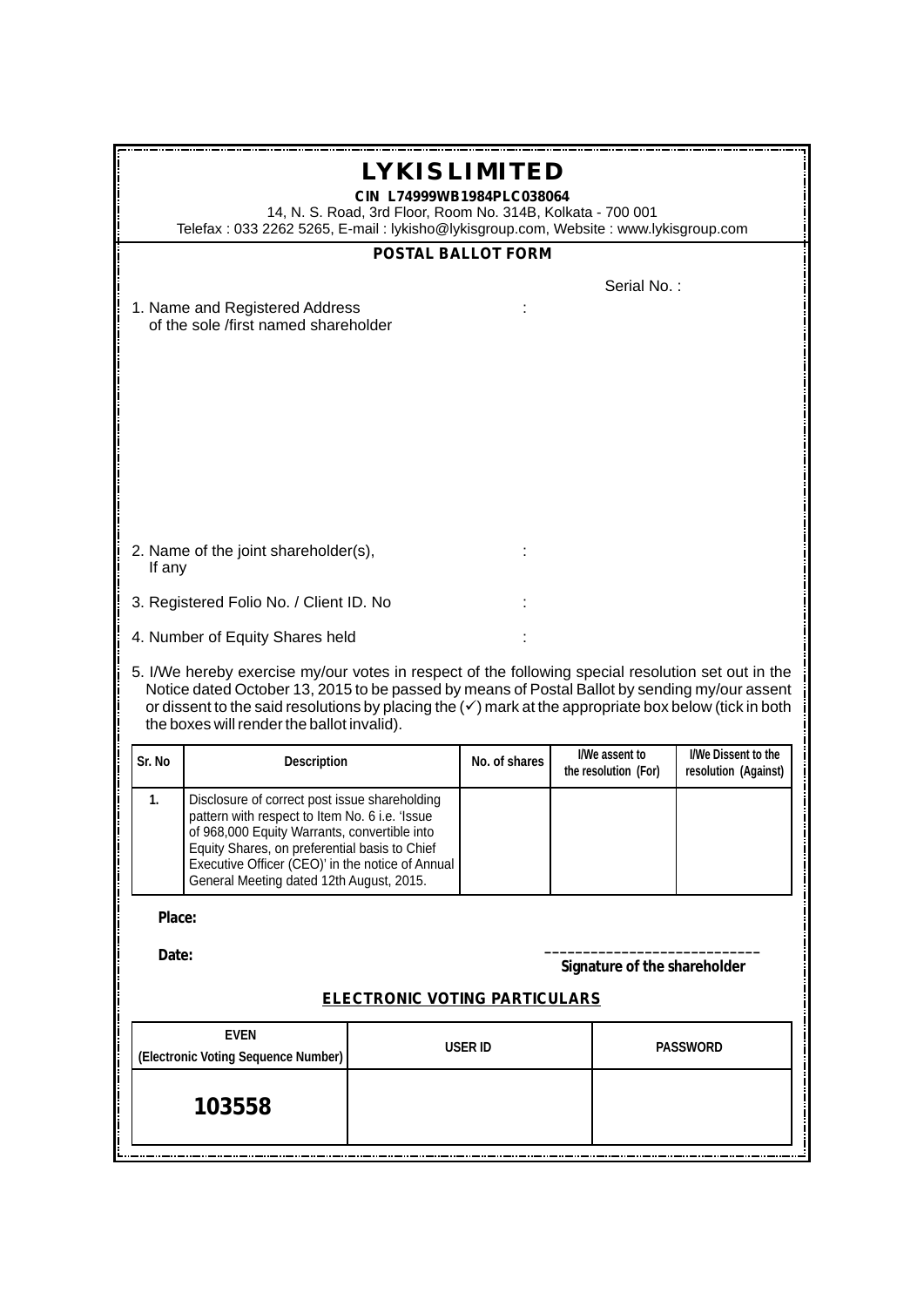# LYKIS LIMITED

**CIN L74999WB1984PLC038064**

14, N. S. Road, 3rd Floor, Room No. 314B, Kolkata - 700 001

Telefax : 033 2262 5265, E-mail : lykisho@lykisgroup.com, Website : www.lykisgroup.com

## POSTAL BALLOT FORM

Serial No. :

1. Name and Registered Address of the sole /first named shareholder :

2. Name of the joint shareholder(s), If any :

3. Registered Folio No. / Client ID. No :

4. Number of Equity Shares held :

5. I/We hereby exercise my/our votes in respect of the following special resolution set out in the Notice dated October 13, 2015 to be passed by means of Postal Ballot by sending my/our assent or dissent to the said resolutions by placing the (✓) mark at the appropriate box below (tick in both the boxes will render the ballot invalid).

| Sr. No | Description | No. of shares | I/We assent to the resolution (For) | I/We Dissent to the resolution (Against) |
|---|---|---|---|---|
| 1. | Disclosure of correct post issue shareholding pattern with respect to Item No. 6 i.e. 'Issue of 968,000 Equity Warrants, convertible into Equity Shares, on preferential basis to Chief Executive Officer (CEO)' in the notice of Annual General Meeting dated 12th August, 2015. | | | |

**Place:**

**Date:**

____________________________

**Signature of the shareholder**

## ELECTRONIC VOTING PARTICULARS

| EVEN (Electronic Voting Sequence Number) | USER ID | PASSWORD |
|---|---|---|
| **103558** | | |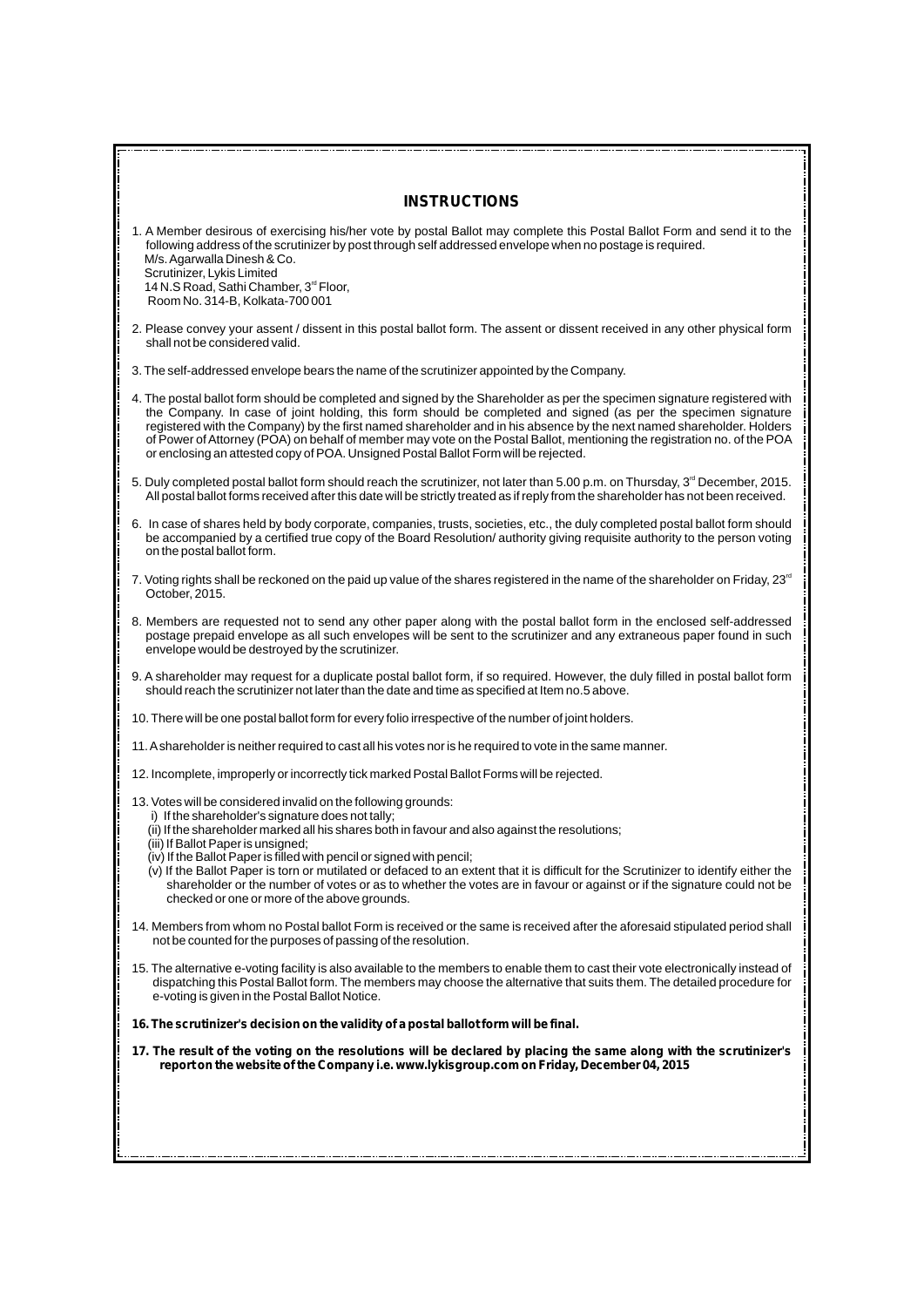## INSTRUCTIONS

1. A Member desirous of exercising his/her vote by postal Ballot may complete this Postal Ballot Form and send it to the following address of the scrutinizer by post through self addressed envelope when no postage is required.
   M/s. Agarwalla Dinesh & Co.
   Scrutinizer, Lykis Limited
   14 N.S Road, Sathi Chamber, 3rd Floor,
   Room No. 314-B, Kolkata-700 001

2. Please convey your assent / dissent in this postal ballot form. The assent or dissent received in any other physical form shall not be considered valid.

3. The self-addressed envelope bears the name of the scrutinizer appointed by the Company.

4. The postal ballot form should be completed and signed by the Shareholder as per the specimen signature registered with the Company. In case of joint holding, this form should be completed and signed (as per the specimen signature registered with the Company) by the first named shareholder and in his absence by the next named shareholder. Holders of Power of Attorney (POA) on behalf of member may vote on the Postal Ballot, mentioning the registration no. of the POA or enclosing an attested copy of POA. Unsigned Postal Ballot Form will be rejected.

5. Duly completed postal ballot form should reach the scrutinizer, not later than 5.00 p.m. on Thursday, 3rd December, 2015. All postal ballot forms received after this date will be strictly treated as if reply from the shareholder has not been received.

6. In case of shares held by body corporate, companies, trusts, societies, etc., the duly completed postal ballot form should be accompanied by a certified true copy of the Board Resolution/ authority giving requisite authority to the person voting on the postal ballot form.

7. Voting rights shall be reckoned on the paid up value of the shares registered in the name of the shareholder on Friday, 23rd October, 2015.

8. Members are requested not to send any other paper along with the postal ballot form in the enclosed self-addressed postage prepaid envelope as all such envelopes will be sent to the scrutinizer and any extraneous paper found in such envelope would be destroyed by the scrutinizer.

9. A shareholder may request for a duplicate postal ballot form, if so required. However, the duly filled in postal ballot form should reach the scrutinizer not later than the date and time as specified at Item no.5 above.

10. There will be one postal ballot form for every folio irrespective of the number of joint holders.

11. A shareholder is neither required to cast all his votes nor is he required to vote in the same manner.

12. Incomplete, improperly or incorrectly tick marked Postal Ballot Forms will be rejected.

13. Votes will be considered invalid on the following grounds:
    i) If the shareholder's signature does not tally;
    (ii) If the shareholder marked all his shares both in favour and also against the resolutions;
    (iii) If Ballot Paper is unsigned;
    (iv) If the Ballot Paper is filled with pencil or signed with pencil;
    (v) If the Ballot Paper is torn or mutilated or defaced to an extent that it is difficult for the Scrutinizer to identify either the shareholder or the number of votes or as to whether the votes are in favour or against or if the signature could not be checked or one or more of the above grounds.

14. Members from whom no Postal ballot Form is received or the same is received after the aforesaid stipulated period shall not be counted for the purposes of passing of the resolution.

15. The alternative e-voting facility is also available to the members to enable them to cast their vote electronically instead of dispatching this Postal Ballot form. The members may choose the alternative that suits them. The detailed procedure for e-voting is given in the Postal Ballot Notice.

**16. The scrutinizer's decision on the validity of a postal ballot form will be final.**

**17. The result of the voting on the resolutions will be declared by placing the same along with the scrutinizer's report on the website of the Company i.e. www.lykisgroup.com on Friday, December 04, 2015**